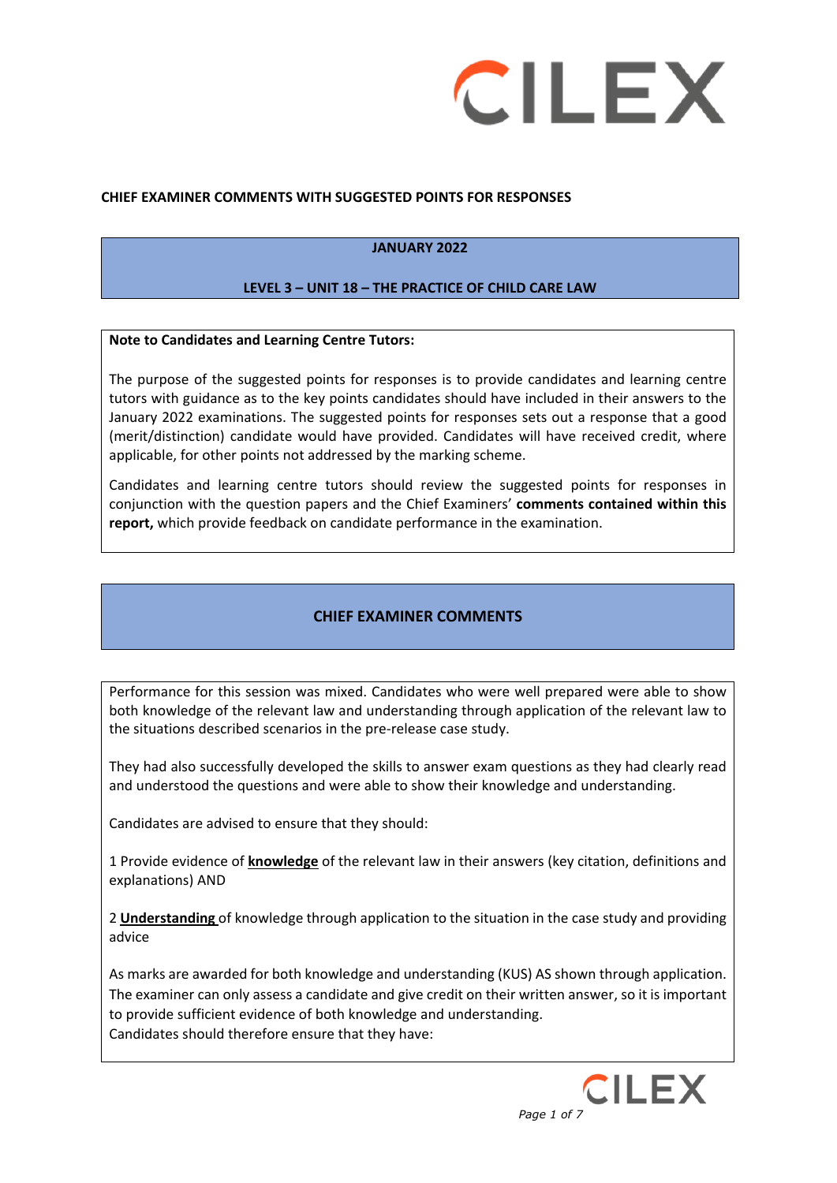**CHIEF EXAMINER COMMENTS WITH SUGGESTED POINTS FOR RESPONSES**

## JANUARY 2022

## LEVEL 3 – UNIT 18 – THE PRACTICE OF CHILD CARE LAW

**Note to Candidates and Learning Centre Tutors:**

The purpose of the suggested points for responses is to provide candidates and learning centre tutors with guidance as to the key points candidates should have included in their answers to the January 2022 examinations. The suggested points for responses sets out a response that a good (merit/distinction) candidate would have provided. Candidates will have received credit, where applicable, for other points not addressed by the marking scheme.

Candidates and learning centre tutors should review the suggested points for responses in conjunction with the question papers and the Chief Examiners' **comments contained within this report,** which provide feedback on candidate performance in the examination.

## CHIEF EXAMINER COMMENTS

Performance for this session was mixed. Candidates who were well prepared were able to show both knowledge of the relevant law and understanding through application of the relevant law to the situations described scenarios in the pre-release case study.

They had also successfully developed the skills to answer exam questions as they had clearly read and understood the questions and were able to show their knowledge and understanding.

Candidates are advised to ensure that they should:

1 Provide evidence of **knowledge** of the relevant law in their answers (key citation, definitions and explanations) AND

2 **Understanding** of knowledge through application to the situation in the case study and providing advice

As marks are awarded for both knowledge and understanding (KUS) AS shown through application. The examiner can only assess a candidate and give credit on their written answer, so it is important to provide sufficient evidence of both knowledge and understanding.
Candidates should therefore ensure that they have: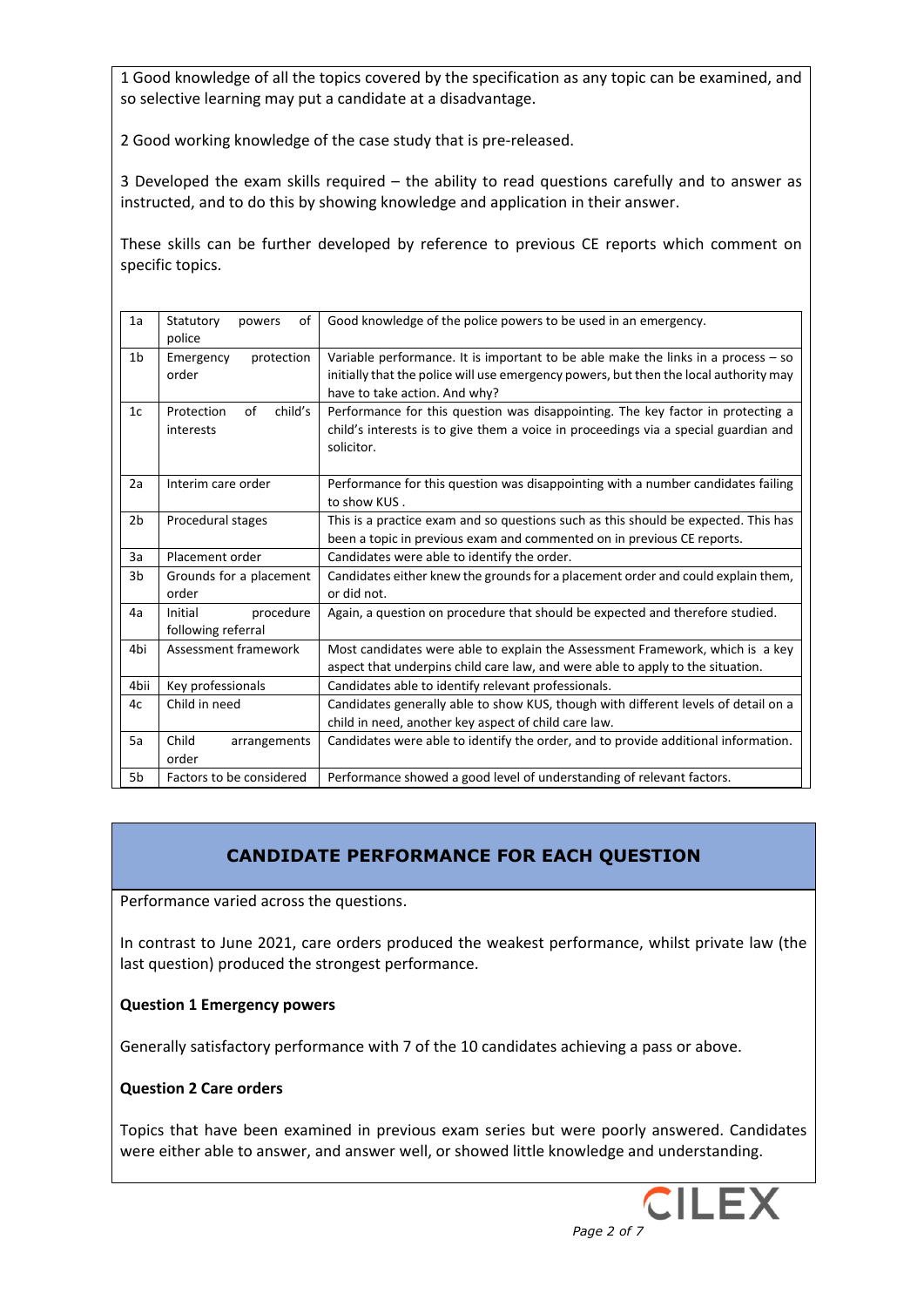1 Good knowledge of all the topics covered by the specification as any topic can be examined, and so selective learning may put a candidate at a disadvantage.

2 Good working knowledge of the case study that is pre-released.

3 Developed the exam skills required – the ability to read questions carefully and to answer as instructed, and to do this by showing knowledge and application in their answer.

These skills can be further developed by reference to previous CE reports which comment on specific topics.

| | | |
|---|---|---|
| 1a | Statutory powers of police | Good knowledge of the police powers to be used in an emergency. |
| 1b | Emergency protection order | Variable performance. It is important to be able make the links in a process – so initially that the police will use emergency powers, but then the local authority may have to take action. And why? |
| 1c | Protection of child's interests | Performance for this question was disappointing. The key factor in protecting a child's interests is to give them a voice in proceedings via a special guardian and solicitor. |
| 2a | Interim care order | Performance for this question was disappointing with a number candidates failing to show KUS . |
| 2b | Procedural stages | This is a practice exam and so questions such as this should be expected. This has been a topic in previous exam and commented on in previous CE reports. |
| 3a | Placement order | Candidates were able to identify the order. |
| 3b | Grounds for a placement order | Candidates either knew the grounds for a placement order and could explain them, or did not. |
| 4a | Initial procedure following referral | Again, a question on procedure that should be expected and therefore studied. |
| 4bi | Assessment framework | Most candidates were able to explain the Assessment Framework, which is a key aspect that underpins child care law, and were able to apply to the situation. |
| 4bii | Key professionals | Candidates able to identify relevant professionals. |
| 4c | Child in need | Candidates generally able to show KUS, though with different levels of detail on a child in need, another key aspect of child care law. |
| 5a | Child arrangements order | Candidates were able to identify the order, and to provide additional information. |
| 5b | Factors to be considered | Performance showed a good level of understanding of relevant factors. |

## CANDIDATE PERFORMANCE FOR EACH QUESTION

Performance varied across the questions.

In contrast to June 2021, care orders produced the weakest performance, whilst private law (the last question) produced the strongest performance.

**Question 1 Emergency powers**

Generally satisfactory performance with 7 of the 10 candidates achieving a pass or above.

**Question 2 Care orders**

Topics that have been examined in previous exam series but were poorly answered. Candidates were either able to answer, and answer well, or showed little knowledge and understanding.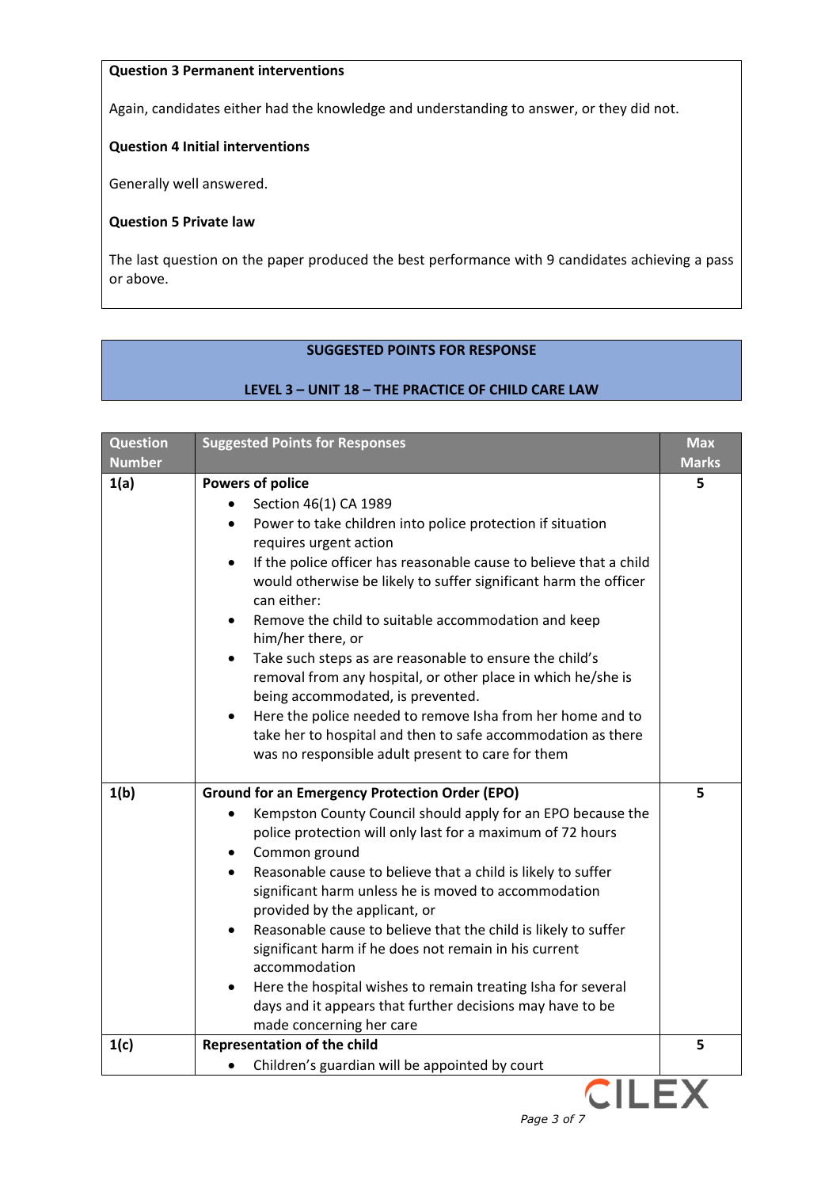**Question 3 Permanent interventions**

Again, candidates either had the knowledge and understanding to answer, or they did not.

**Question 4 Initial interventions**

Generally well answered.

**Question 5 Private law**

The last question on the paper produced the best performance with 9 candidates achieving a pass or above.

## SUGGESTED POINTS FOR RESPONSE

## LEVEL 3 – UNIT 18 – THE PRACTICE OF CHILD CARE LAW

| Question Number | Suggested Points for Responses | Max Marks |
|---|---|---|
| **1(a)** | **Powers of police**<br>• Section 46(1) CA 1989<br>• Power to take children into police protection if situation requires urgent action<br>• If the police officer has reasonable cause to believe that a child would otherwise be likely to suffer significant harm the officer can either:<br>• Remove the child to suitable accommodation and keep him/her there, or<br>• Take such steps as are reasonable to ensure the child's removal from any hospital, or other place in which he/she is being accommodated, is prevented.<br>• Here the police needed to remove Isha from her home and to take her to hospital and then to safe accommodation as there was no responsible adult present to care for them | **5** |
| **1(b)** | **Ground for an Emergency Protection Order (EPO)**<br>• Kempston County Council should apply for an EPO because the police protection will only last for a maximum of 72 hours<br>• Common ground<br>• Reasonable cause to believe that a child is likely to suffer significant harm unless he is moved to accommodation provided by the applicant, or<br>• Reasonable cause to believe that the child is likely to suffer significant harm if he does not remain in his current accommodation<br>• Here the hospital wishes to remain treating Isha for several days and it appears that further decisions may have to be made concerning her care | **5** |
| **1(c)** | **Representation of the child**<br>• Children's guardian will be appointed by court | **5** |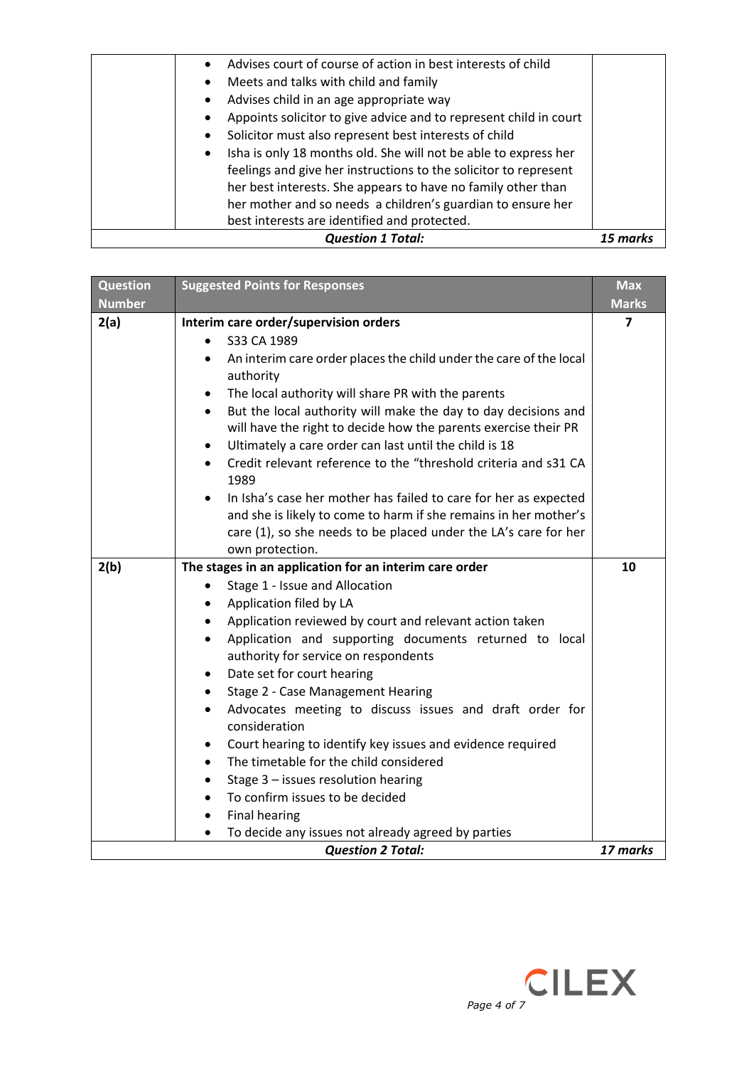| | | |
|---|---|---|
| | • Advises court of course of action in best interests of child<br>• Meets and talks with child and family<br>• Advises child in an age appropriate way<br>• Appoints solicitor to give advice and to represent child in court<br>• Solicitor must also represent best interests of child<br>• Isha is only 18 months old. She will not be able to express her feelings and give her instructions to the solicitor to represent her best interests. She appears to have no family other than her mother and so needs a children's guardian to ensure her best interests are identified and protected. | |
| | ***Question 1 Total:*** | ***15 marks*** |

| Question Number | Suggested Points for Responses | Max Marks |
|---|---|---|
| **2(a)** | **Interim care order/supervision orders**<br>• S33 CA 1989<br>• An interim care order places the child under the care of the local authority<br>• The local authority will share PR with the parents<br>• But the local authority will make the day to day decisions and will have the right to decide how the parents exercise their PR<br>• Ultimately a care order can last until the child is 18<br>• Credit relevant reference to the "threshold criteria and s31 CA 1989<br>• In Isha's case her mother has failed to care for her as expected and she is likely to come to harm if she remains in her mother's care (1), so she needs to be placed under the LA's care for her own protection. | **7** |
| **2(b)** | **The stages in an application for an interim care order**<br>• Stage 1 - Issue and Allocation<br>• Application filed by LA<br>• Application reviewed by court and relevant action taken<br>• Application and supporting documents returned to local authority for service on respondents<br>• Date set for court hearing<br>• Stage 2 - Case Management Hearing<br>• Advocates meeting to discuss issues and draft order for consideration<br>• Court hearing to identify key issues and evidence required<br>• The timetable for the child considered<br>• Stage 3 – issues resolution hearing<br>• To confirm issues to be decided<br>• Final hearing<br>• To decide any issues not already agreed by parties | **10** |
| | ***Question 2 Total:*** | ***17 marks*** |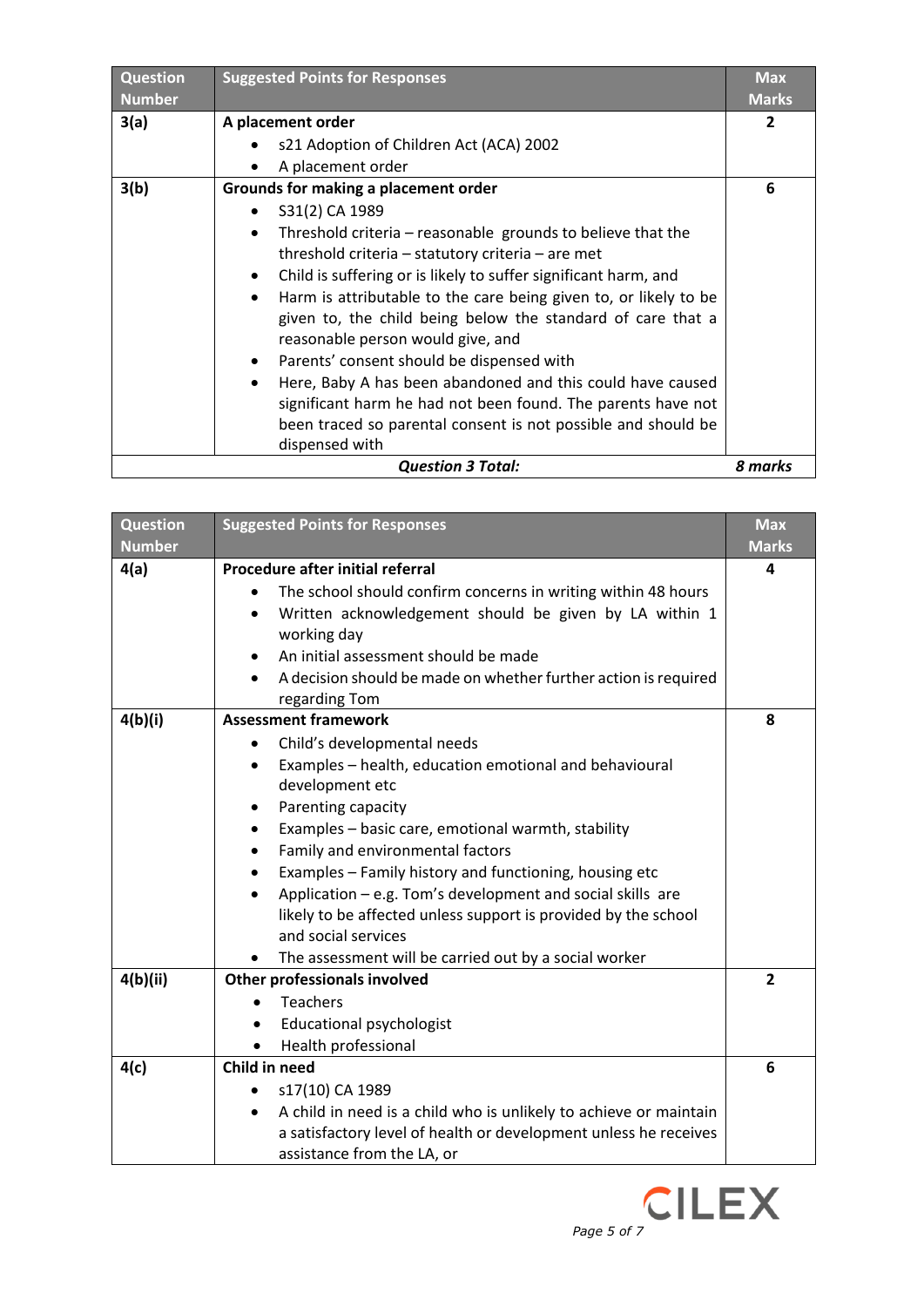| Question Number | Suggested Points for Responses | Max Marks |
|---|---|---|
| 3(a) | **A placement order**<br>• s21 Adoption of Children Act (ACA) 2002<br>• A placement order | 2 |
| 3(b) | **Grounds for making a placement order**<br>• S31(2) CA 1989<br>• Threshold criteria – reasonable grounds to believe that the threshold criteria – statutory criteria – are met<br>• Child is suffering or is likely to suffer significant harm, and<br>• Harm is attributable to the care being given to, or likely to be given to, the child being below the standard of care that a reasonable person would give, and<br>• Parents' consent should be dispensed with<br>• Here, Baby A has been abandoned and this could have caused significant harm he had not been found. The parents have not been traced so parental consent is not possible and should be dispensed with | 6 |
| | ***Question 3 Total:*** | ***8 marks*** |

| Question Number | Suggested Points for Responses | Max Marks |
|---|---|---|
| 4(a) | **Procedure after initial referral**<br>• The school should confirm concerns in writing within 48 hours<br>• Written acknowledgement should be given by LA within 1 working day<br>• An initial assessment should be made<br>• A decision should be made on whether further action is required regarding Tom | 4 |
| 4(b)(i) | **Assessment framework**<br>• Child's developmental needs<br>• Examples – health, education emotional and behavioural development etc<br>• Parenting capacity<br>• Examples – basic care, emotional warmth, stability<br>• Family and environmental factors<br>• Examples – Family history and functioning, housing etc<br>• Application – e.g. Tom's development and social skills are likely to be affected unless support is provided by the school and social services<br>• The assessment will be carried out by a social worker | 8 |
| 4(b)(ii) | **Other professionals involved**<br>• Teachers<br>• Educational psychologist<br>• Health professional | 2 |
| 4(c) | **Child in need**<br>• s17(10) CA 1989<br>• A child in need is a child who is unlikely to achieve or maintain a satisfactory level of health or development unless he receives assistance from the LA, or | 6 |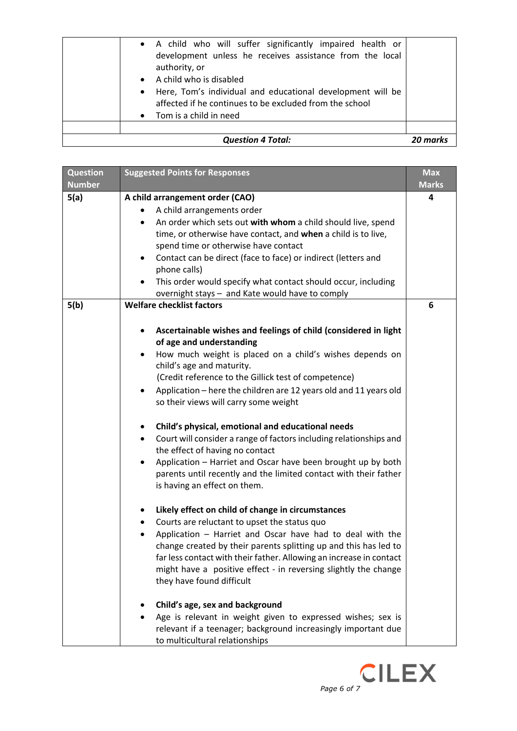| | | |
|---|---|---|
| | • A child who will suffer significantly impaired health or development unless he receives assistance from the local authority, or<br>• A child who is disabled<br>• Here, Tom's individual and educational development will be affected if he continues to be excluded from the school<br>• Tom is a child in need | |
| | | |
| | ***Question 4 Total:*** | ***20 marks*** |

| Question Number | Suggested Points for Responses | Max Marks |
|---|---|---|
| **5(a)** | **A child arrangement order (CAO)**<br>• A child arrangements order<br>• An order which sets out **with whom** a child should live, spend time, or otherwise have contact, and **when** a child is to live, spend time or otherwise have contact<br>• Contact can be direct (face to face) or indirect (letters and phone calls)<br>• This order would specify what contact should occur, including overnight stays – and Kate would have to comply | **4** |
| **5(b)** | **Welfare checklist factors**<br><br>• **Ascertainable wishes and feelings of child (considered in light of age and understanding**<br>• How much weight is placed on a child's wishes depends on child's age and maturity.<br>(Credit reference to the Gillick test of competence)<br>• Application – here the children are 12 years old and 11 years old so their views will carry some weight<br><br>• **Child's physical, emotional and educational needs**<br>• Court will consider a range of factors including relationships and the effect of having no contact<br>• Application – Harriet and Oscar have been brought up by both parents until recently and the limited contact with their father is having an effect on them.<br><br>• **Likely effect on child of change in circumstances**<br>• Courts are reluctant to upset the status quo<br>• Application – Harriet and Oscar have had to deal with the change created by their parents splitting up and this has led to far less contact with their father. Allowing an increase in contact might have a positive effect - in reversing slightly the change they have found difficult<br><br>• **Child's age, sex and background**<br>• Age is relevant in weight given to expressed wishes; sex is relevant if a teenager; background increasingly important due to multicultural relationships | **6** |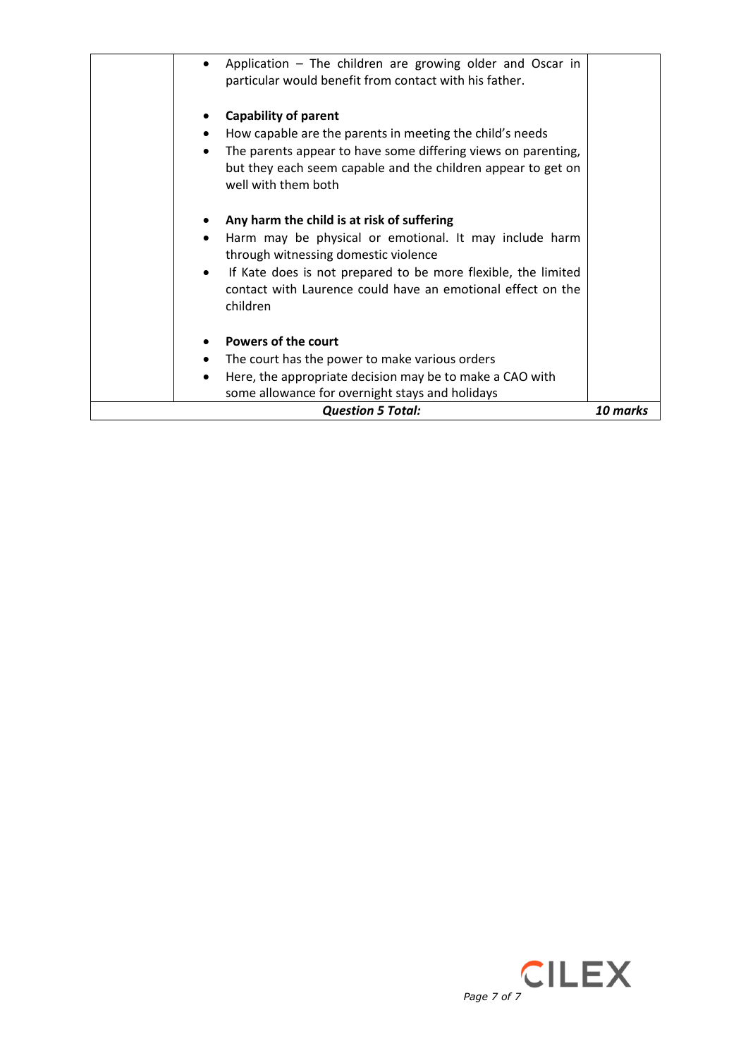| | | |
|---|---|---|
| | • Application – The children are growing older and Oscar in particular would benefit from contact with his father.<br><br>• **Capability of parent**<br>• How capable are the parents in meeting the child's needs<br>• The parents appear to have some differing views on parenting, but they each seem capable and the children appear to get on well with them both<br><br>• **Any harm the child is at risk of suffering**<br>• Harm may be physical or emotional. It may include harm through witnessing domestic violence<br>• If Kate does is not prepared to be more flexible, the limited contact with Laurence could have an emotional effect on the children<br><br>• **Powers of the court**<br>• The court has the power to make various orders<br>• Here, the appropriate decision may be to make a CAO with some allowance for overnight stays and holidays | |
| | ***Question 5 Total:*** | ***10 marks*** |